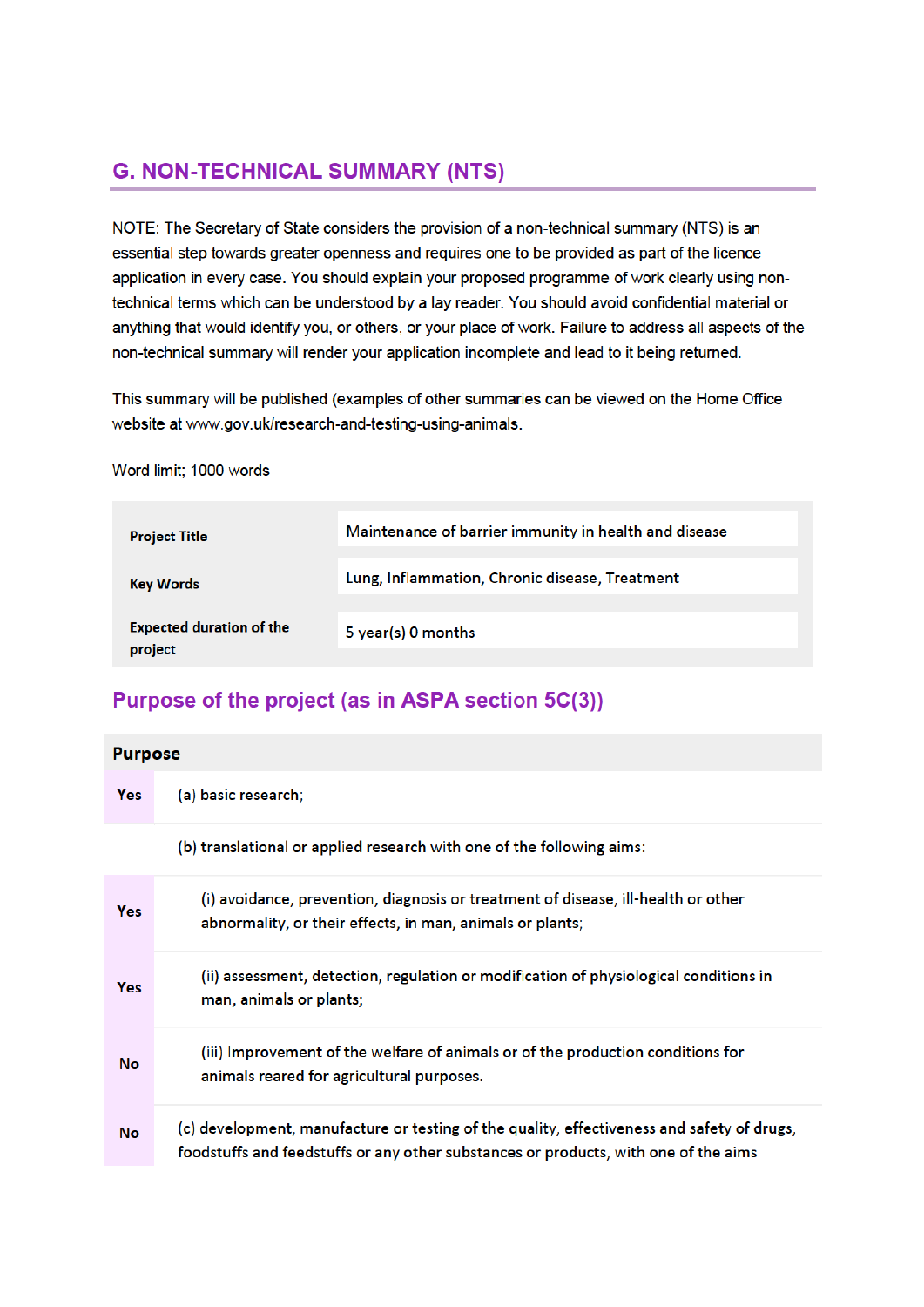## G. NON-TECHNICAL SUMMARY (NTS)

NOTE: The Secretary of State considers the provision of a non-technical summary (NTS) is an essential step towards greater openness and requires one to be provided as part of the licence application in every case. You should explain your proposed programme of work clearly using non-technical terms which can be understood by a lay reader. You should avoid confidential material or anything that would identify you, or others, or your place of work. Failure to address all aspects of the non-technical summary will render your application incomplete and lead to it being returned.

This summary will be published (examples of other summaries can be viewed on the Home Office website at www.gov.uk/research-and-testing-using-animals.

Word limit; 1000 words

| | |
|---|---|
| **Project Title** | Maintenance of barrier immunity in health and disease |
| **Key Words** | Lung, Inflammation, Chronic disease, Treatment |
| **Expected duration of the project** | 5 year(s) 0 months |

### Purpose of the project (as in ASPA section 5C(3))

| Purpose | |
|---|---|
| Yes | (a) basic research; |
| | (b) translational or applied research with one of the following aims: |
| Yes | (i) avoidance, prevention, diagnosis or treatment of disease, ill-health or other abnormality, or their effects, in man, animals or plants; |
| Yes | (ii) assessment, detection, regulation or modification of physiological conditions in man, animals or plants; |
| No | (iii) Improvement of the welfare of animals or of the production conditions for animals reared for agricultural purposes. |
| No | (c) development, manufacture or testing of the quality, effectiveness and safety of drugs, foodstuffs and feedstuffs or any other substances or products, with one of the aims |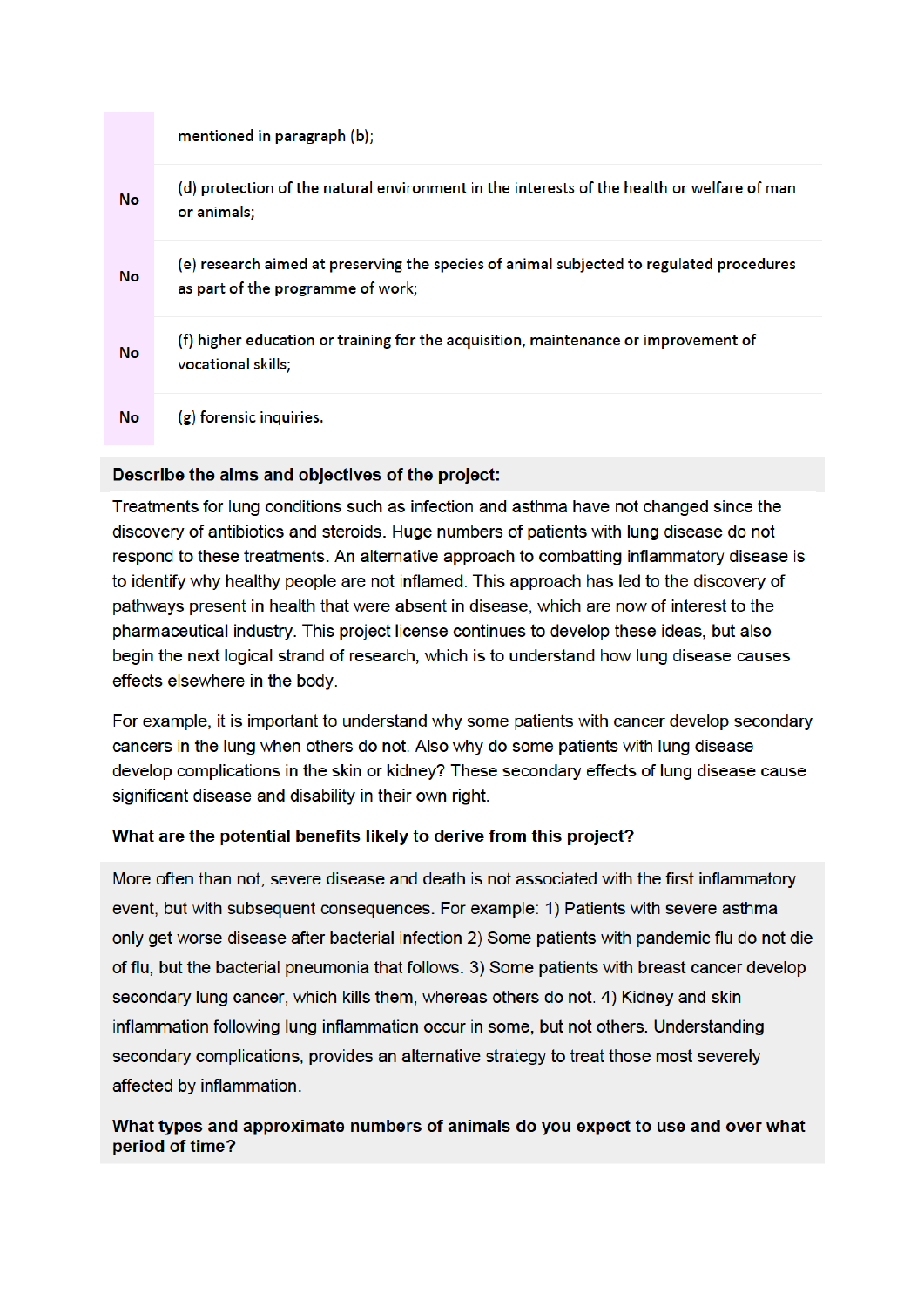| | |
|---|---|
| | mentioned in paragraph (b); |
| No | (d) protection of the natural environment in the interests of the health or welfare of man or animals; |
| No | (e) research aimed at preserving the species of animal subjected to regulated procedures as part of the programme of work; |
| No | (f) higher education or training for the acquisition, maintenance or improvement of vocational skills; |
| No | (g) forensic inquiries. |

**Describe the aims and objectives of the project:**

Treatments for lung conditions such as infection and asthma have not changed since the discovery of antibiotics and steroids. Huge numbers of patients with lung disease do not respond to these treatments. An alternative approach to combatting inflammatory disease is to identify why healthy people are not inflamed. This approach has led to the discovery of pathways present in health that were absent in disease, which are now of interest to the pharmaceutical industry. This project license continues to develop these ideas, but also begin the next logical strand of research, which is to understand how lung disease causes effects elsewhere in the body.

For example, it is important to understand why some patients with cancer develop secondary cancers in the lung when others do not. Also why do some patients with lung disease develop complications in the skin or kidney? These secondary effects of lung disease cause significant disease and disability in their own right.

**What are the potential benefits likely to derive from this project?**

More often than not, severe disease and death is not associated with the first inflammatory event, but with subsequent consequences. For example: 1) Patients with severe asthma only get worse disease after bacterial infection 2) Some patients with pandemic flu do not die of flu, but the bacterial pneumonia that follows. 3) Some patients with breast cancer develop secondary lung cancer, which kills them, whereas others do not. 4) Kidney and skin inflammation following lung inflammation occur in some, but not others. Understanding secondary complications, provides an alternative strategy to treat those most severely affected by inflammation.

**What types and approximate numbers of animals do you expect to use and over what period of time?**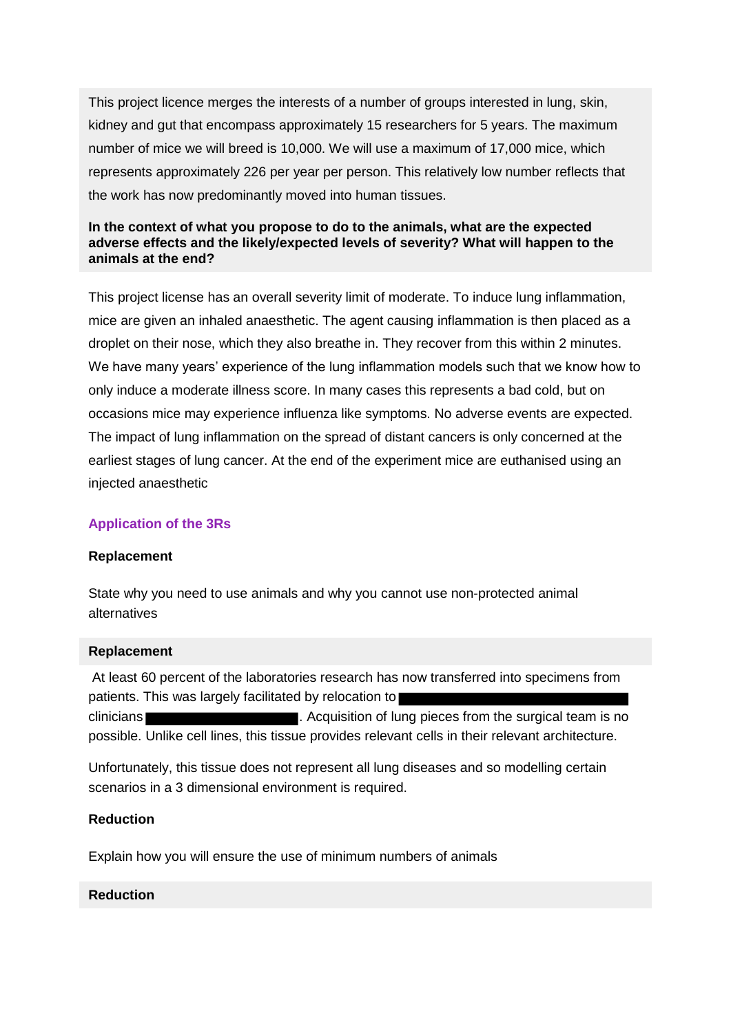This project licence merges the interests of a number of groups interested in lung, skin, kidney and gut that encompass approximately 15 researchers for 5 years. The maximum number of mice we will breed is 10,000. We will use a maximum of 17,000 mice, which represents approximately 226 per year per person. This relatively low number reflects that the work has now predominantly moved into human tissues.

**In the context of what you propose to do to the animals, what are the expected adverse effects and the likely/expected levels of severity? What will happen to the animals at the end?**

This project license has an overall severity limit of moderate. To induce lung inflammation, mice are given an inhaled anaesthetic. The agent causing inflammation is then placed as a droplet on their nose, which they also breathe in. They recover from this within 2 minutes. We have many years' experience of the lung inflammation models such that we know how to only induce a moderate illness score. In many cases this represents a bad cold, but on occasions mice may experience influenza like symptoms. No adverse events are expected. The impact of lung inflammation on the spread of distant cancers is only concerned at the earliest stages of lung cancer. At the end of the experiment mice are euthanised using an injected anaesthetic

## Application of the 3Rs

### Replacement

State why you need to use animals and why you cannot use non-protected animal alternatives

### Replacement

At least 60 percent of the laboratories research has now transferred into specimens from patients. This was largely facilitated by relocation to ██████████ clinicians ██████████. Acquisition of lung pieces from the surgical team is no possible. Unlike cell lines, this tissue provides relevant cells in their relevant architecture.

Unfortunately, this tissue does not represent all lung diseases and so modelling certain scenarios in a 3 dimensional environment is required.

### Reduction

Explain how you will ensure the use of minimum numbers of animals

### Reduction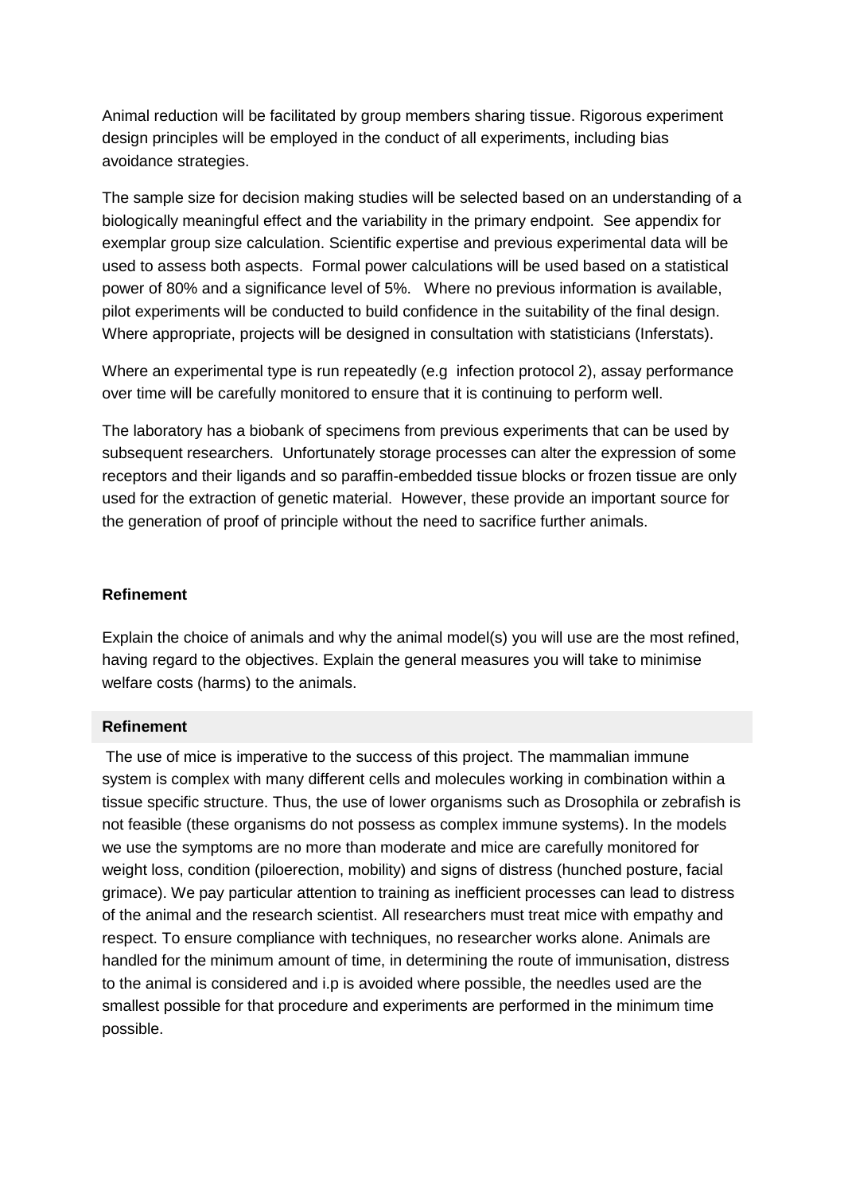Animal reduction will be facilitated by group members sharing tissue. Rigorous experiment design principles will be employed in the conduct of all experiments, including bias avoidance strategies.

The sample size for decision making studies will be selected based on an understanding of a biologically meaningful effect and the variability in the primary endpoint. See appendix for exemplar group size calculation. Scientific expertise and previous experimental data will be used to assess both aspects. Formal power calculations will be used based on a statistical power of 80% and a significance level of 5%. Where no previous information is available, pilot experiments will be conducted to build confidence in the suitability of the final design. Where appropriate, projects will be designed in consultation with statisticians (Inferstats).

Where an experimental type is run repeatedly (e.g infection protocol 2), assay performance over time will be carefully monitored to ensure that it is continuing to perform well.

The laboratory has a biobank of specimens from previous experiments that can be used by subsequent researchers. Unfortunately storage processes can alter the expression of some receptors and their ligands and so paraffin-embedded tissue blocks or frozen tissue are only used for the extraction of genetic material. However, these provide an important source for the generation of proof of principle without the need to sacrifice further animals.

**Refinement**

Explain the choice of animals and why the animal model(s) you will use are the most refined, having regard to the objectives. Explain the general measures you will take to minimise welfare costs (harms) to the animals.

**Refinement**

The use of mice is imperative to the success of this project. The mammalian immune system is complex with many different cells and molecules working in combination within a tissue specific structure. Thus, the use of lower organisms such as Drosophila or zebrafish is not feasible (these organisms do not possess as complex immune systems). In the models we use the symptoms are no more than moderate and mice are carefully monitored for weight loss, condition (piloerection, mobility) and signs of distress (hunched posture, facial grimace). We pay particular attention to training as inefficient processes can lead to distress of the animal and the research scientist. All researchers must treat mice with empathy and respect. To ensure compliance with techniques, no researcher works alone. Animals are handled for the minimum amount of time, in determining the route of immunisation, distress to the animal is considered and i.p is avoided where possible, the needles used are the smallest possible for that procedure and experiments are performed in the minimum time possible.